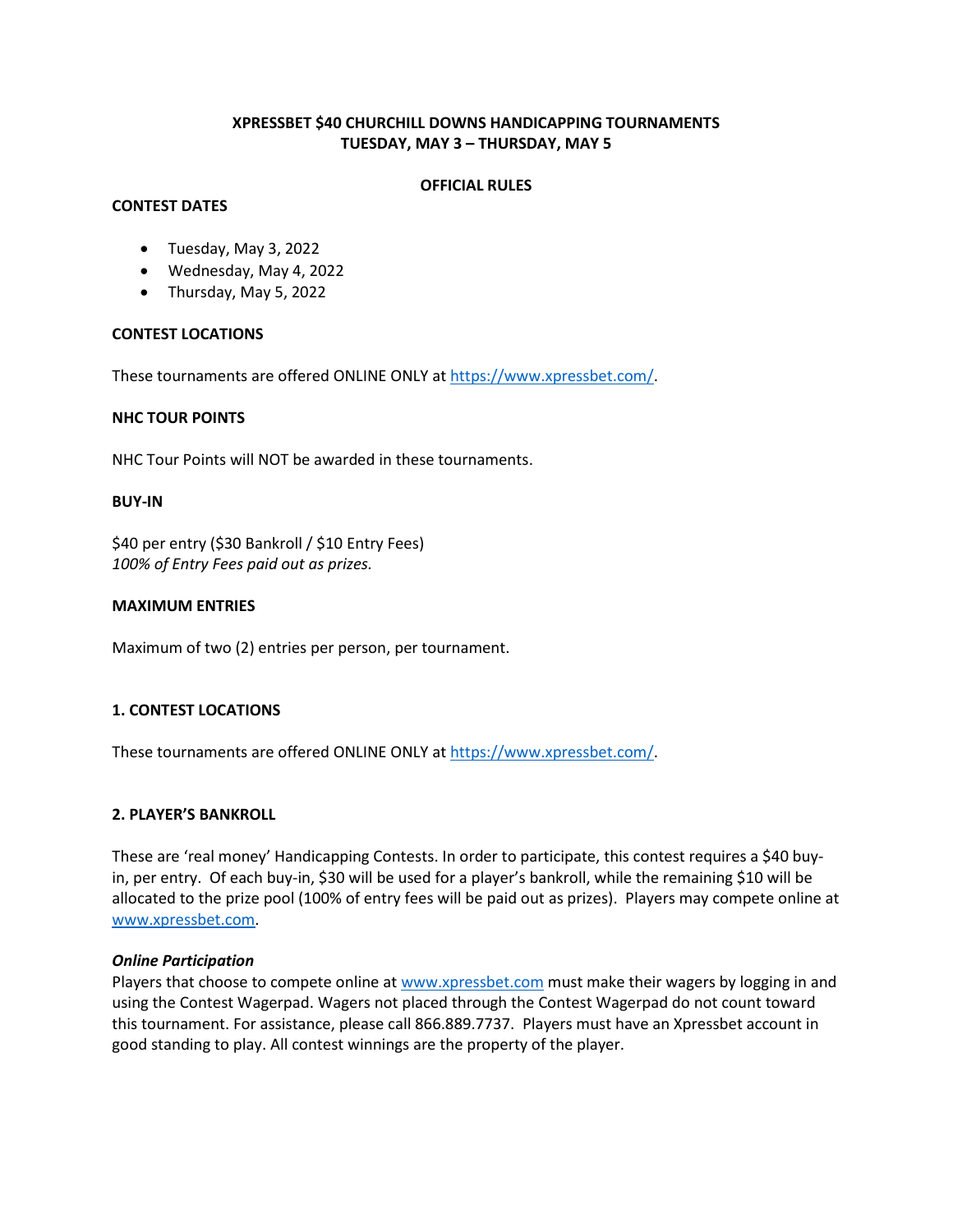# XPRESSBET $40 CHURCHILL DOWNS HANDICAPPING TOURNAMENTS
# TUESDAY, MAY 3 – THURSDAY, MAY 5

## OFFICIAL RULES

### CONTEST DATES

- Tuesday, May 3, 2022
- Wednesday, May 4, 2022
- Thursday, May 5, 2022

### CONTEST LOCATIONS

These tournaments are offered ONLINE ONLY at https://www.xpressbet.com/.

### NHC TOUR POINTS

NHC Tour Points will NOT be awarded in these tournaments.

### BUY-IN

$40 per entry ($30 Bankroll / $10 Entry Fees)
*100% of Entry Fees paid out as prizes.*

### MAXIMUM ENTRIES

Maximum of two (2) entries per person, per tournament.

### 1. CONTEST LOCATIONS

These tournaments are offered ONLINE ONLY at https://www.xpressbet.com/.

### 2. PLAYER'S BANKROLL

These are 'real money' Handicapping Contests. In order to participate, this contest requires a $40 buy-in, per entry. Of each buy-in, $30 will be used for a player's bankroll, while the remaining $10 will be allocated to the prize pool (100% of entry fees will be paid out as prizes). Players may compete online at www.xpressbet.com.

***Online Participation***
Players that choose to compete online at www.xpressbet.com must make their wagers by logging in and using the Contest Wagerpad. Wagers not placed through the Contest Wagerpad do not count toward this tournament. For assistance, please call 866.889.7737. Players must have an Xpressbet account in good standing to play. All contest winnings are the property of the player.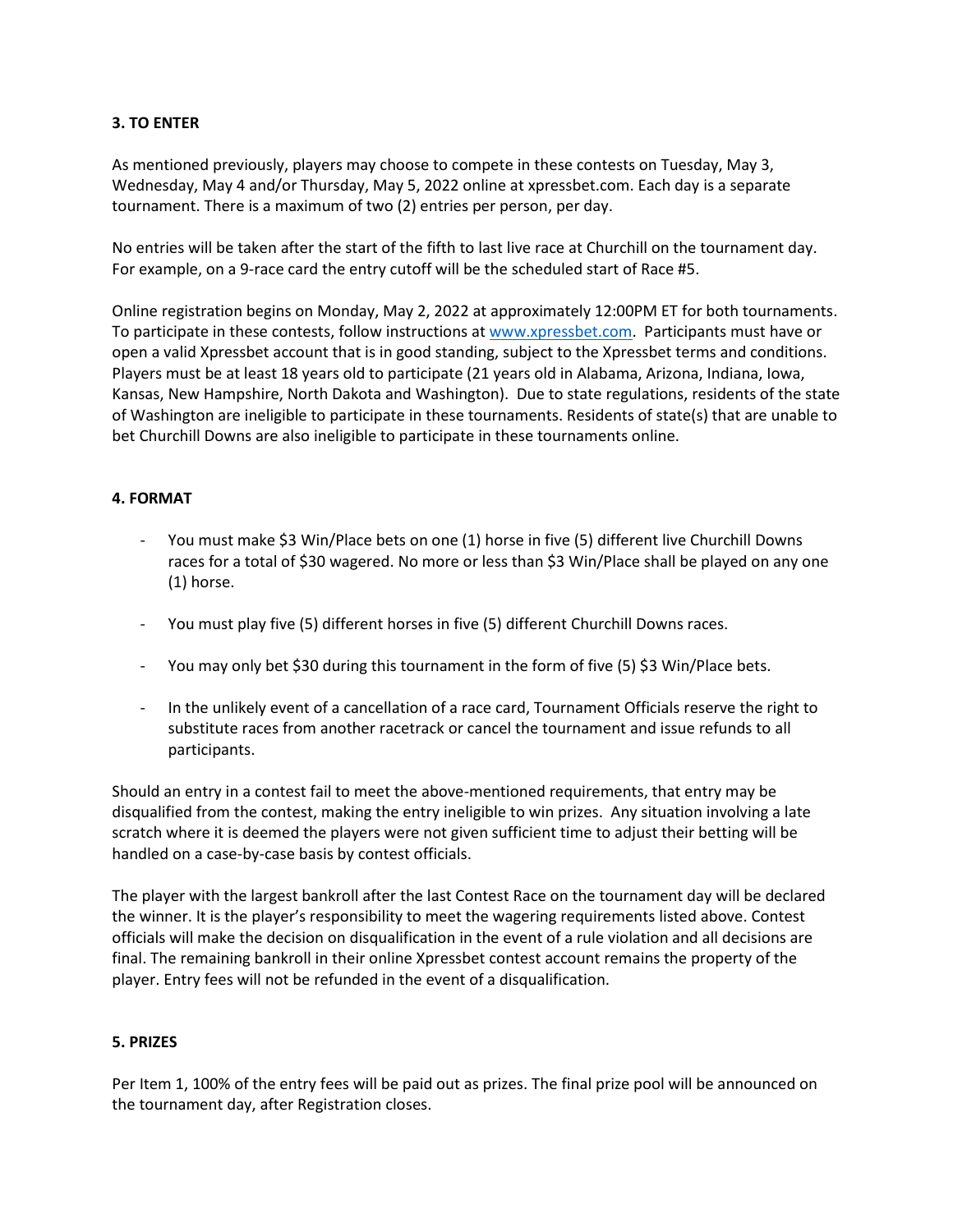### 3. TO ENTER

As mentioned previously, players may choose to compete in these contests on Tuesday, May 3, Wednesday, May 4 and/or Thursday, May 5, 2022 online at xpressbet.com. Each day is a separate tournament. There is a maximum of two (2) entries per person, per day.

No entries will be taken after the start of the fifth to last live race at Churchill on the tournament day. For example, on a 9-race card the entry cutoff will be the scheduled start of Race #5.

Online registration begins on Monday, May 2, 2022 at approximately 12:00PM ET for both tournaments. To participate in these contests, follow instructions at [www.xpressbet.com](www.xpressbet.com). Participants must have or open a valid Xpressbet account that is in good standing, subject to the Xpressbet terms and conditions. Players must be at least 18 years old to participate (21 years old in Alabama, Arizona, Indiana, Iowa, Kansas, New Hampshire, North Dakota and Washington). Due to state regulations, residents of the state of Washington are ineligible to participate in these tournaments. Residents of state(s) that are unable to bet Churchill Downs are also ineligible to participate in these tournaments online.

### 4. FORMAT

- You must make $3 Win/Place bets on one (1) horse in five (5) different live Churchill Downs races for a total of $30 wagered. No more or less than $3 Win/Place shall be played on any one (1) horse.
- You must play five (5) different horses in five (5) different Churchill Downs races.
- You may only bet $30 during this tournament in the form of five (5) $3 Win/Place bets.
- In the unlikely event of a cancellation of a race card, Tournament Officials reserve the right to substitute races from another racetrack or cancel the tournament and issue refunds to all participants.

Should an entry in a contest fail to meet the above-mentioned requirements, that entry may be disqualified from the contest, making the entry ineligible to win prizes. Any situation involving a late scratch where it is deemed the players were not given sufficient time to adjust their betting will be handled on a case-by-case basis by contest officials.

The player with the largest bankroll after the last Contest Race on the tournament day will be declared the winner. It is the player's responsibility to meet the wagering requirements listed above. Contest officials will make the decision on disqualification in the event of a rule violation and all decisions are final. The remaining bankroll in their online Xpressbet contest account remains the property of the player. Entry fees will not be refunded in the event of a disqualification.

### 5. PRIZES

Per Item 1, 100% of the entry fees will be paid out as prizes. The final prize pool will be announced on the tournament day, after Registration closes.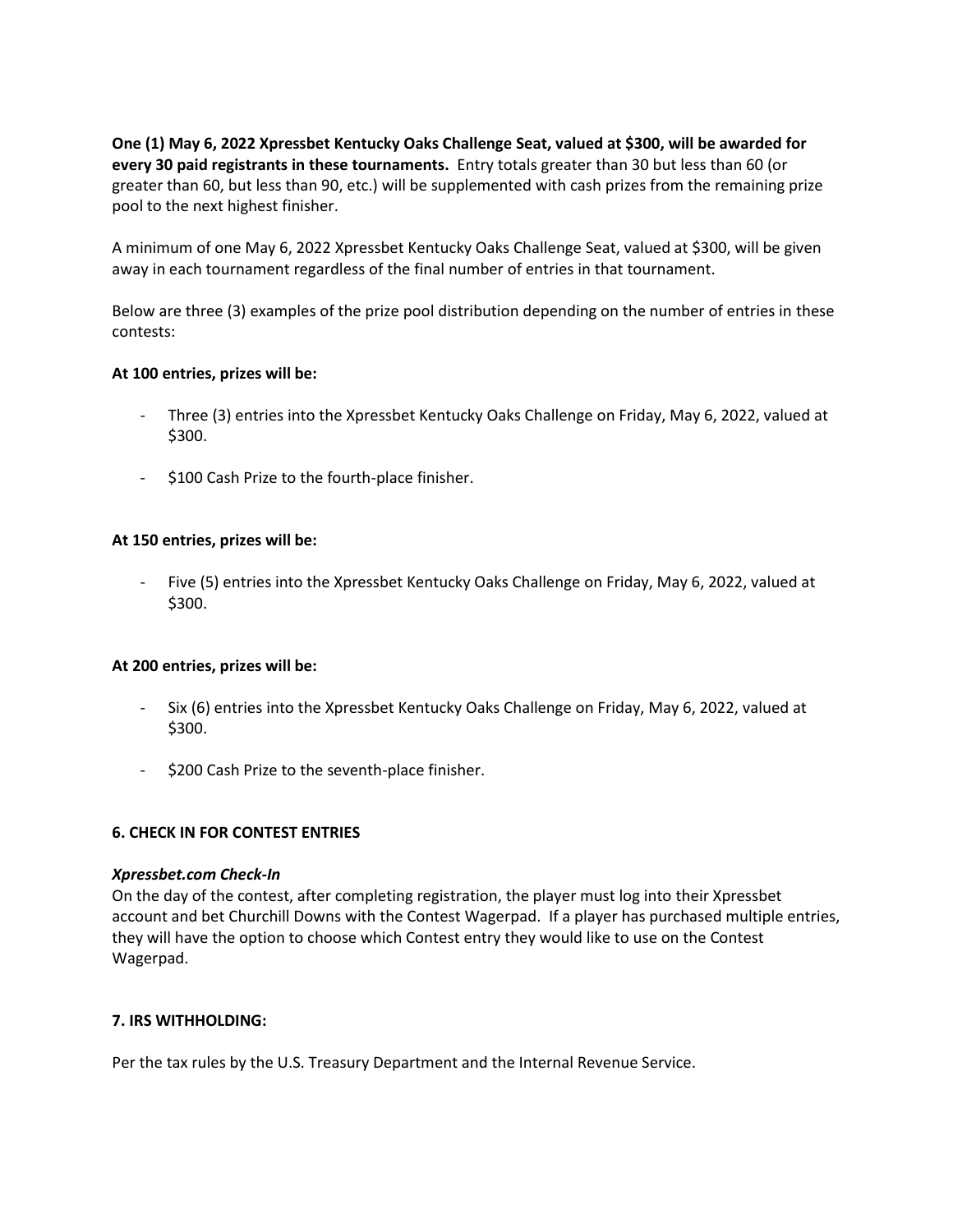**One (1) May 6, 2022 Xpressbet Kentucky Oaks Challenge Seat, valued at $300, will be awarded for every 30 paid registrants in these tournaments.** Entry totals greater than 30 but less than 60 (or greater than 60, but less than 90, etc.) will be supplemented with cash prizes from the remaining prize pool to the next highest finisher.

A minimum of one May 6, 2022 Xpressbet Kentucky Oaks Challenge Seat, valued at $300, will be given away in each tournament regardless of the final number of entries in that tournament.

Below are three (3) examples of the prize pool distribution depending on the number of entries in these contests:

**At 100 entries, prizes will be:**

- Three (3) entries into the Xpressbet Kentucky Oaks Challenge on Friday, May 6, 2022, valued at $300.
- $100 Cash Prize to the fourth-place finisher.

**At 150 entries, prizes will be:**

- Five (5) entries into the Xpressbet Kentucky Oaks Challenge on Friday, May 6, 2022, valued at $300.

**At 200 entries, prizes will be:**

- Six (6) entries into the Xpressbet Kentucky Oaks Challenge on Friday, May 6, 2022, valued at $300.
- $200 Cash Prize to the seventh-place finisher.

## 6. CHECK IN FOR CONTEST ENTRIES

***Xpressbet.com Check-In***

On the day of the contest, after completing registration, the player must log into their Xpressbet account and bet Churchill Downs with the Contest Wagerpad. If a player has purchased multiple entries, they will have the option to choose which Contest entry they would like to use on the Contest Wagerpad.

## 7. IRS WITHHOLDING:

Per the tax rules by the U.S. Treasury Department and the Internal Revenue Service.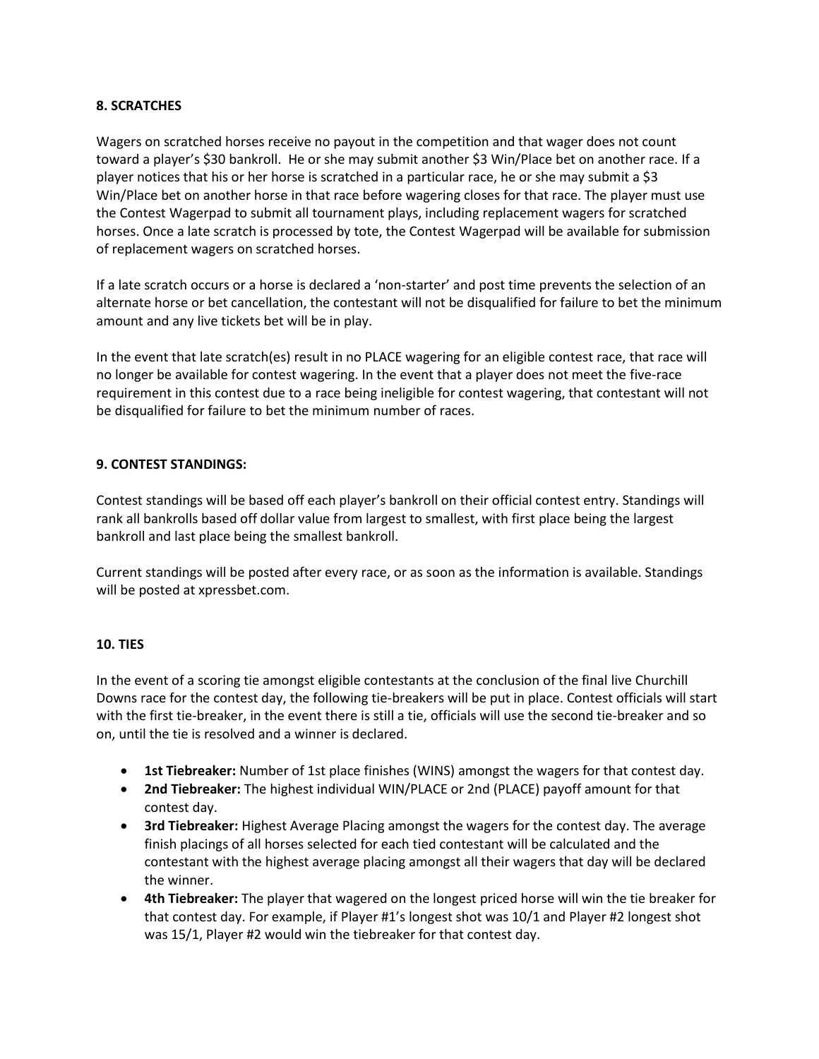**8. SCRATCHES**

Wagers on scratched horses receive no payout in the competition and that wager does not count toward a player's $30 bankroll. He or she may submit another $3 Win/Place bet on another race. If a player notices that his or her horse is scratched in a particular race, he or she may submit a $3 Win/Place bet on another horse in that race before wagering closes for that race. The player must use the Contest Wagerpad to submit all tournament plays, including replacement wagers for scratched horses. Once a late scratch is processed by tote, the Contest Wagerpad will be available for submission of replacement wagers on scratched horses.

If a late scratch occurs or a horse is declared a 'non-starter' and post time prevents the selection of an alternate horse or bet cancellation, the contestant will not be disqualified for failure to bet the minimum amount and any live tickets bet will be in play.

In the event that late scratch(es) result in no PLACE wagering for an eligible contest race, that race will no longer be available for contest wagering. In the event that a player does not meet the five-race requirement in this contest due to a race being ineligible for contest wagering, that contestant will not be disqualified for failure to bet the minimum number of races.

**9. CONTEST STANDINGS:**

Contest standings will be based off each player's bankroll on their official contest entry. Standings will rank all bankrolls based off dollar value from largest to smallest, with first place being the largest bankroll and last place being the smallest bankroll.

Current standings will be posted after every race, or as soon as the information is available. Standings will be posted at xpressbet.com.

**10. TIES**

In the event of a scoring tie amongst eligible contestants at the conclusion of the final live Churchill Downs race for the contest day, the following tie-breakers will be put in place. Contest officials will start with the first tie-breaker, in the event there is still a tie, officials will use the second tie-breaker and so on, until the tie is resolved and a winner is declared.

- **1st Tiebreaker:** Number of 1st place finishes (WINS) amongst the wagers for that contest day.
- **2nd Tiebreaker:** The highest individual WIN/PLACE or 2nd (PLACE) payoff amount for that contest day.
- **3rd Tiebreaker:** Highest Average Placing amongst the wagers for the contest day. The average finish placings of all horses selected for each tied contestant will be calculated and the contestant with the highest average placing amongst all their wagers that day will be declared the winner.
- **4th Tiebreaker:** The player that wagered on the longest priced horse will win the tie breaker for that contest day. For example, if Player #1's longest shot was 10/1 and Player #2 longest shot was 15/1, Player #2 would win the tiebreaker for that contest day.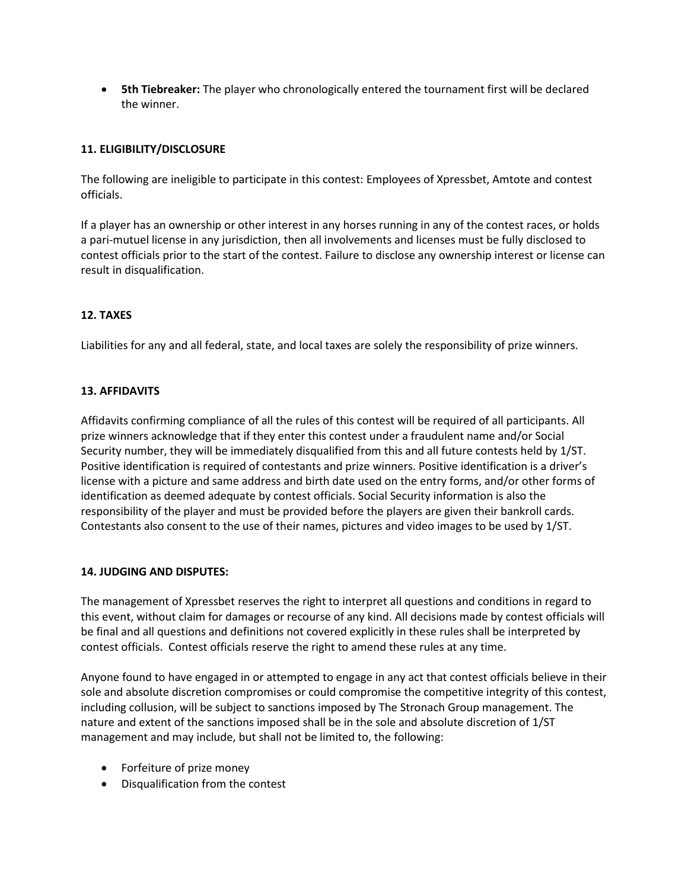- **5th Tiebreaker:** The player who chronologically entered the tournament first will be declared the winner.

**11. ELIGIBILITY/DISCLOSURE**

The following are ineligible to participate in this contest: Employees of Xpressbet, Amtote and contest officials.

If a player has an ownership or other interest in any horses running in any of the contest races, or holds a pari-mutuel license in any jurisdiction, then all involvements and licenses must be fully disclosed to contest officials prior to the start of the contest. Failure to disclose any ownership interest or license can result in disqualification.

**12. TAXES**

Liabilities for any and all federal, state, and local taxes are solely the responsibility of prize winners.

**13. AFFIDAVITS**

Affidavits confirming compliance of all the rules of this contest will be required of all participants. All prize winners acknowledge that if they enter this contest under a fraudulent name and/or Social Security number, they will be immediately disqualified from this and all future contests held by 1/ST. Positive identification is required of contestants and prize winners. Positive identification is a driver's license with a picture and same address and birth date used on the entry forms, and/or other forms of identification as deemed adequate by contest officials. Social Security information is also the responsibility of the player and must be provided before the players are given their bankroll cards. Contestants also consent to the use of their names, pictures and video images to be used by 1/ST.

**14. JUDGING AND DISPUTES:**

The management of Xpressbet reserves the right to interpret all questions and conditions in regard to this event, without claim for damages or recourse of any kind. All decisions made by contest officials will be final and all questions and definitions not covered explicitly in these rules shall be interpreted by contest officials. Contest officials reserve the right to amend these rules at any time.

Anyone found to have engaged in or attempted to engage in any act that contest officials believe in their sole and absolute discretion compromises or could compromise the competitive integrity of this contest, including collusion, will be subject to sanctions imposed by The Stronach Group management. The nature and extent of the sanctions imposed shall be in the sole and absolute discretion of 1/ST management and may include, but shall not be limited to, the following:

- Forfeiture of prize money
- Disqualification from the contest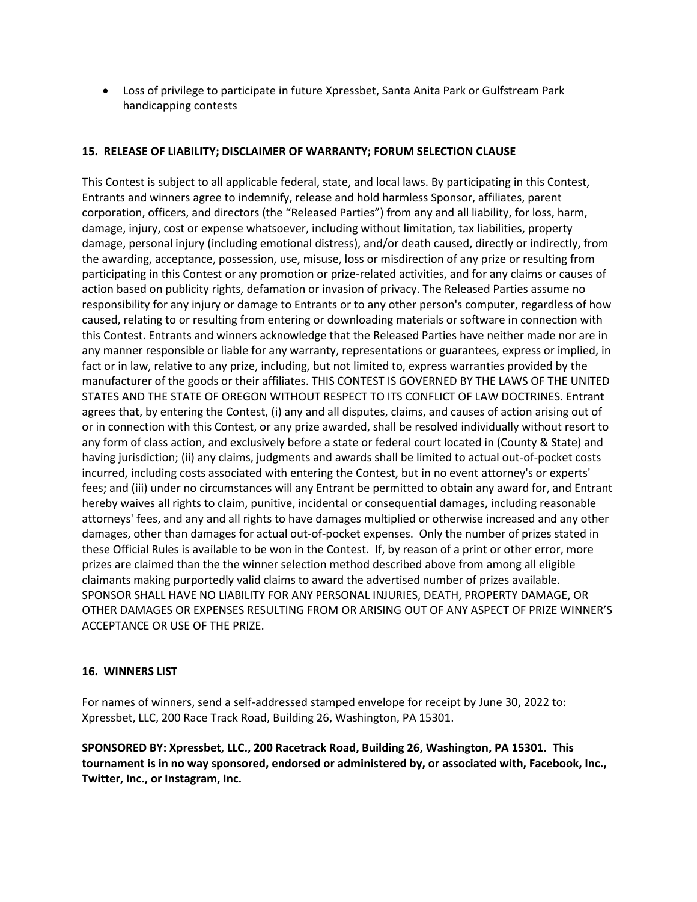- Loss of privilege to participate in future Xpressbet, Santa Anita Park or Gulfstream Park handicapping contests

**15. RELEASE OF LIABILITY; DISCLAIMER OF WARRANTY; FORUM SELECTION CLAUSE**

This Contest is subject to all applicable federal, state, and local laws. By participating in this Contest, Entrants and winners agree to indemnify, release and hold harmless Sponsor, affiliates, parent corporation, officers, and directors (the "Released Parties") from any and all liability, for loss, harm, damage, injury, cost or expense whatsoever, including without limitation, tax liabilities, property damage, personal injury (including emotional distress), and/or death caused, directly or indirectly, from the awarding, acceptance, possession, use, misuse, loss or misdirection of any prize or resulting from participating in this Contest or any promotion or prize-related activities, and for any claims or causes of action based on publicity rights, defamation or invasion of privacy. The Released Parties assume no responsibility for any injury or damage to Entrants or to any other person's computer, regardless of how caused, relating to or resulting from entering or downloading materials or software in connection with this Contest. Entrants and winners acknowledge that the Released Parties have neither made nor are in any manner responsible or liable for any warranty, representations or guarantees, express or implied, in fact or in law, relative to any prize, including, but not limited to, express warranties provided by the manufacturer of the goods or their affiliates. THIS CONTEST IS GOVERNED BY THE LAWS OF THE UNITED STATES AND THE STATE OF OREGON WITHOUT RESPECT TO ITS CONFLICT OF LAW DOCTRINES. Entrant agrees that, by entering the Contest, (i) any and all disputes, claims, and causes of action arising out of or in connection with this Contest, or any prize awarded, shall be resolved individually without resort to any form of class action, and exclusively before a state or federal court located in (County & State) and having jurisdiction; (ii) any claims, judgments and awards shall be limited to actual out-of-pocket costs incurred, including costs associated with entering the Contest, but in no event attorney's or experts' fees; and (iii) under no circumstances will any Entrant be permitted to obtain any award for, and Entrant hereby waives all rights to claim, punitive, incidental or consequential damages, including reasonable attorneys' fees, and any and all rights to have damages multiplied or otherwise increased and any other damages, other than damages for actual out-of-pocket expenses. Only the number of prizes stated in these Official Rules is available to be won in the Contest. If, by reason of a print or other error, more prizes are claimed than the the winner selection method described above from among all eligible claimants making purportedly valid claims to award the advertised number of prizes available. SPONSOR SHALL HAVE NO LIABILITY FOR ANY PERSONAL INJURIES, DEATH, PROPERTY DAMAGE, OR OTHER DAMAGES OR EXPENSES RESULTING FROM OR ARISING OUT OF ANY ASPECT OF PRIZE WINNER'S ACCEPTANCE OR USE OF THE PRIZE.

**16. WINNERS LIST**

For names of winners, send a self-addressed stamped envelope for receipt by June 30, 2022 to: Xpressbet, LLC, 200 Race Track Road, Building 26, Washington, PA 15301.

**SPONSORED BY: Xpressbet, LLC., 200 Racetrack Road, Building 26, Washington, PA 15301. This tournament is in no way sponsored, endorsed or administered by, or associated with, Facebook, Inc., Twitter, Inc., or Instagram, Inc.**